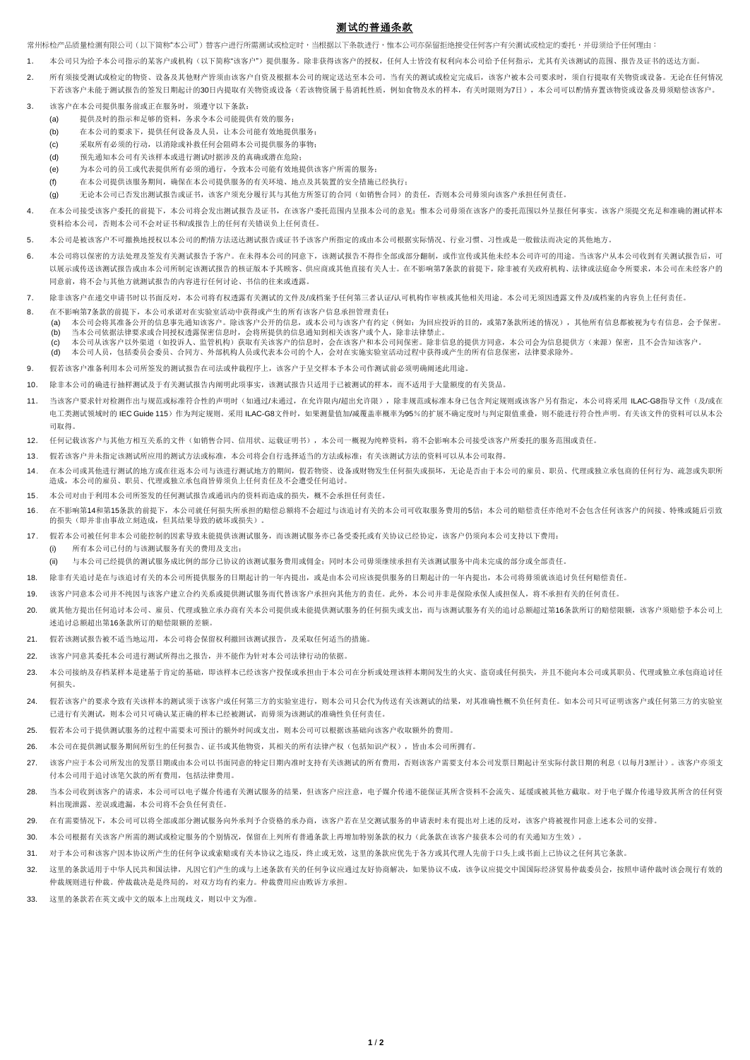# 测试的普通条款

常州标检产品质量检测有限公司（以下简称"本公司"）替客户进行所需测试或检定时，当根据以下条款进行，惟本公司亦保留拒绝接受任何客户有关测试或检定的委托，并毋须给予任何理由：

1. 本公司只为给予本公司指示的某客户或机构（以下简称"该客户"）提供服务。除非获得该客户的授权，任何人士皆没有权利向本公司给予任何指示，尤其有关该测试的范围、报告及证书的送达方面。

2. 所有须接受测试或检定的物资、设备及其他财产皆须由该客户自费及根据本公司的规定送达至本公司。当有关的测试或检定完成后，该客户被本公司要求时，须自行提取有关物资或设备。无论在任何情况下若该客户未能于测试报告的签发日期起计的30日内提取有关物资或设备（若该物资属于易消耗性质，例如食物及水的样本，有关时限则为7日），本公司可以酌情弃置该物资或设备及毋须赔偿该客户。

3. 该客户在本公司提供服务前或正在服务时，须遵守以下条款：
   (a) 提供及时的指示和足够的资料，务求令本公司能提供有效的服务；
   (b) 在本公司的要求下，提供任何设备及人员，让本公司能有效地提供服务；
   (c) 采取所有必须的行动，以消除或补救任何会阻碍本公司提供服务的事物；
   (d) 预先通知本公司有关该样本或进行测试时据涉及的真确或潜在危险；
   (e) 为本公司的员工或代表提供所有必须的通行，令致本公司能有效地提供该客户所需的服务；
   (f) 在本公司提供该服务期间，确保在本公司提供服务的有关环境、地点及其装置的安全措施已经执行；
   (g) 无论本公司已否发出测试报告或证书，该客户须充分履行其与其他方所签订的合同（如销售合同）的责任，否则本公司毋须向该客户承担任何责任。

4. 在本公司接受该客户委托的前提下，本公司将会发出测试报告及证书，在该客户委托范围内呈报本公司的意见；惟本公司毋须在该客户的委托范围以外呈报任何事实。该客户须提交充足和准确的测试样本资料给本公司，否则本公司不会对证书和/或报告上的任何有关错误负上任何责任。

5. 本公司是被该客户不可撤换地授权以本公司的酌情方法送达测试报告或证书予该客户所指定的或由本公司根据实际情况、行业习惯、习性或是一般做法而决定的其他地方。

6. 本公司将以保密的方法处理及签发有关测试报告予客户。在未得本公司的同意下，该测试报告不得作全部或部分翻制，或作宣传或其他未经本公司许可的用途。当该客户从本公司收到有关测试报告后，可以展示或传送该测试报告或由本公司所制定该测试报告的核证版本予其顾客、供应商或其他直接有关人士。在不影响第7条款的前提下，除非被有关政府机构、法律或法庭命令所要求，本公司在未经客户的同意前，将不会与其他方就测试报告的内容进行任何讨论、书信的往来或透露。

7. 除非该客户在递交申请书时以书面反对，本公司将有权透露有关测试的文件及/或档案予任何第三者认证/认可机构作审核或其他相关用途。本公司无须因透露文件及/或档案的内容负上任何责任。

8. 在不影响第7条款的前提下，本公司承诺对在实验室活动中获得或产生的所有该客户信息承担管理责任：
   (a) 本公司会将其准备公开的信息事先通知该客户。除该客户公开的信息，或本公司与该客户有约定（例如：为回应投诉的目的，或第7条款所述的情况），其他所有信息都被视为专有信息，会予保密。
   (b) 当本公司依据法律要求或合同授权透露保密信息时，会将所提供的信息通知到相关该客户或个人，除非法律禁止。
   (c) 本公司从该客户以外渠道（如投诉人、监管机构）获取有关该客户的信息时，会在该客户和本公司间保密。除非信息的提供方同意，本公司会为信息提供方（来源）保密，且不会告知该客户。
   (d) 本公司人员，包括委员会委员、合同方、外部机构人员或代表本公司的个人，会对在实施实验室活动过程中获得或产生的所有信息保密，法律要求除外。

9. 假若该客户准备利用本公司所签发的测试报告在司法或仲裁程序上，该客户于呈交样本予本公司作测试前必须明确阐述此用途。

10. 除非本公司的确进行抽样测试及于有关测试报告内阐明此项事实，该测试报告只适用于已被测试的样本，而不适用于大量额度的有关货品。

11. 当该客户要求针对检测作出与规范或标准符合性的声明时（如通过/未通过，在允许限内/超出允许限），除非规范或标准本身已包含判定规则或该客户另有指定，本公司将采用 ILAC-G8指导文件（及/或在电工类测试领域时的 IEC Guide 115）作为判定规则。采用 ILAC-G8文件时，如果测量值加/减覆盖率概率为95%的扩展不确定度时与判定限值重叠，则不能进行符合性声明。有关该文件的资料可以从本公司取得。

12. 任何记载该客户与其他方相互关系的文件（如销售合同、信用状、运载证明书），本公司一概视为纯粹资料，将不会影响本公司接受该客户所委托的服务范围或责任。

13. 假若该客户并未指定该测试所应用的测试方法或标准，本公司将会自行选择适当的方法或标准；有关该测试方法的资料可以从本公司取得。

14. 在本公司或其他进行测试的地方或在往返本公司与该进行测试地方的期间，假若物资、设备或财物发生任何损失或损坏，无论是否由于本公司的雇员、职员、代理或独立承包商的任何行为、疏忽或失职所造成，本公司的雇员、职员、代理或独立承包商皆毋须负上任何责任及不会遭受任何追讨。

15. 本公司对由于利用本公司所签发的任何测试报告或通讯内的资料而造成的损失，概不会承担任何责任。

16. 在不影响第14和第15条款的前提下，本公司就任何损失所承担的赔偿总额将不会超过与该追讨有关的本公司可收取服务费用的5倍；本公司的赔偿责任亦绝对不会包含任何该客户的间接、特殊或随后引致的损失（即并非由事故立刻造成，但其结果导致的破坏或损失）。

17. 假若本公司被任何非本公司能控制的因素导致未能提供该测试服务，而该测试服务亦已备受委托或有关协议已经协定，该客户仍须向本公司支持以下费用：
   (i) 所有本公司已付的与该测试服务有关的费用及支出；
   (ii) 与本公司已经提供的测试服务成比例的部分已协议的该测试服务费用或佣金；同时本公司毋须继续承担有关该测试服务中尚未完成的部分或全部责任。

18. 除非有关追讨是在与该追讨有关的本公司所提供服务的日期起计的一年内提出，或是由本公司应该提供服务的日期起计的一年内提出，本公司将毋须就该追讨负任何赔偿责任。

19. 该客户同意本公司并不纯因与该客户建立合约关系或提供测试服务而代替该客户承担向其他方的责任。此外，本公司并非是保险承保人或担保人，将不承担有关的任何责任。

20. 就其他方提出任何追讨本公司、雇员、代理或独立承办商有关本公司提供或未能提供测试服务的任何损失或支出，而与该测试服务有关的追讨总额超过第16条款所订的赔偿限额，该客户须赔偿予本公司上述追讨总额超出第16条款所订的赔偿限额的差额。

21. 假若该测试报告被不适当地运用，本公司将会保留权利撤回该测试报告，及采取任何适当的措施。

22. 该客户同意其委托本公司进行测试所得出之报告，并不能作为针对本公司法律行动的依据。

23. 本公司接纳及存档某样本是建基于肯定的基础，即该样本已经该客户投保或承担由于本公司在分析或处理该样本期间发生的火灾、盗窃或任何损失，并且不能向本公司或其职员、代理或独立承包商追讨任何损失。

24. 假若该客户的要求令致有关该样本的测试须于该客户或任何第三方的实验室进行，则本公司只会代为传送有关该测试的结果，对其准确性概不负任何责任。如本公司只可证明该客户或任何第三方的实验室已进行有关测试，则本公司只可确认某正确的样本已经被测试，而毋须为该测试的准确性负任何责任。

25. 假若本公司于提供测试服务的过程中需要未可预计的额外时间或支出，则本公司可以根据该基础向该客户收取额外的费用。

26. 本公司在提供测试服务期间所衍生的任何报告、证书或其他物，其相关的所有法律产权（包括知识产权），皆由本公司所拥有。

27. 该客户应于本公司所发出的发票日期或由本公司以书面同意的特定日期内准时支持有关该测试的所有费用，否则该客户需要支付本公司发票日期起计至实际付款日期的利息（以每月3厘计）。该客户亦须支付本公司用于追讨该笔欠款的所有费用，包括法律费用。

28. 当本公司收到该客户的请求，本公司可以电子媒介传递有关测试服务的结果，但该客户应注意，电子媒介传递不能保证其所含资料不会流失、延缓或被其他方截取。对于电子媒介传递导致其所含的任何资料出现泄露、差误或遗漏，本公司将不会负任何责任。

29. 在有需要情况下，本公司可以将全部或部分测试服务向外承判予合资格的承办商，该客户若在呈交测试服务的申请表时未有提出对上述的反对，该客户将被视作同意上述本公司的安排。

30. 本公司根据有关该客户所需的测试或检定服务的个别情况，保留在上列所有普通条款上再增加特别条款的权力（此条款在该客户接获本公司的有关通知方生效）。

31. 对于本公司和该客户因本协议所产生的任何争议或索赔或有关本协议之违反，终止或无效，这里的条款应优先于各方或其代理人先前于口头上或书面上已协议之任何其它条款。

32. 这里的条款适用于中华人民共和国法律，凡因它们产生的或与上述条款有关的任何争议应通过友好协商解决，如果协议不成，该争议应提交中国国际经济贸易仲裁委员会，按照申请仲裁时该会现行有效的仲裁规则进行仲裁。仲裁裁决是终局的，对双方均有约束力。仲裁费用应由败诉方承担。

33. 这里的条款若在英文或中文的版本上出现歧义，则以中文为准。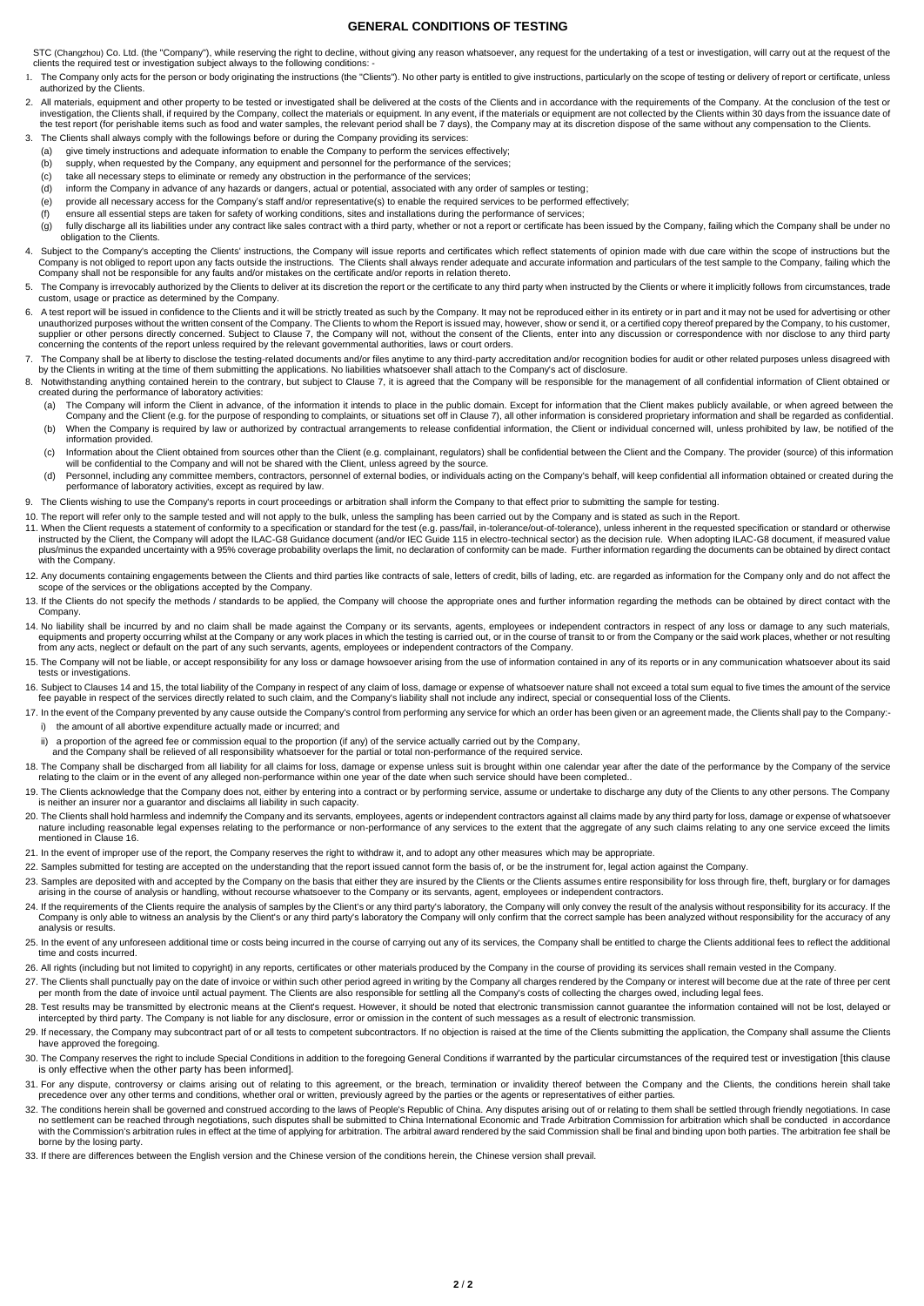# GENERAL CONDITIONS OF TESTING

STC (Changzhou) Co. Ltd. (the "Company"), while reserving the right to decline, without giving any reason whatsoever, any request for the undertaking of a test or investigation, will carry out at the request of the clients the required test or investigation subject always to the following conditions: -

1. The Company only acts for the person or body originating the instructions (the "Clients"). No other party is entitled to give instructions, particularly on the scope of testing or delivery of report or certificate, unless authorized by the Clients.
2. All materials, equipment and other property to be tested or investigated shall be delivered at the costs of the Clients and in accordance with the requirements of the Company. At the conclusion of the test or investigation, the Clients shall, if required by the Company, collect the materials or equipment. In any event, if the materials or equipment are not collected by the Clients within 30 days from the issuance date of the test report (for perishable items such as food and water samples, the relevant period shall be 7 days), the Company may at its discretion dispose of the same without any compensation to the Clients.
3. The Clients shall always comply with the followings before or during the Company providing its services:
   (a) give timely instructions and adequate information to enable the Company to perform the services effectively;
   (b) supply, when requested by the Company, any equipment and personnel for the performance of the services;
   (c) take all necessary steps to eliminate or remedy any obstruction in the performance of the services;
   (d) inform the Company in advance of any hazards or dangers, actual or potential, associated with any order of samples or testing;
   (e) provide all necessary access for the Company's staff and/or representative(s) to enable the required services to be performed effectively;
   (f) ensure all essential steps are taken for safety of working conditions, sites and installations during the performance of services;
   (g) fully discharge all its liabilities under any contract like sales contract with a third party, whether or not a report or certificate has been issued by the Company, failing which the Company shall be under no obligation to the Clients.
4. Subject to the Company's accepting the Clients' instructions, the Company will issue reports and certificates which reflect statements of opinion made with due care within the scope of instructions but the Company is not obliged to report upon any facts outside the instructions. The Clients shall always render adequate and accurate information and particulars of the test sample to the Company, failing which the Company shall not be responsible for any faults and/or mistakes on the certificate and/or reports in relation thereto.
5. The Company is irrevocably authorized by the Clients to deliver at its discretion the report or the certificate to any third party when instructed by the Clients or where it implicitly follows from circumstances, trade custom, usage or practice as determined by the Company.
6. A test report will be issued in confidence to the Clients and it will be strictly treated as such by the Company. It may not be reproduced either in its entirety or in part and it may not be used for advertising or other unauthorized purposes without the written consent of the Company. The Clients to whom the Report is issued may, however, show or send it, or a certified copy thereof prepared by the Company, to his customer, supplier or other persons directly concerned. Subject to Clause 7, the Company will not, without the consent of the Clients, enter into any discussion or correspondence with nor disclose to any third party concerning the contents of the report unless required by the relevant governmental authorities, laws or court orders.
7. The Company shall be at liberty to disclose the testing-related documents and/or files anytime to any third-party accreditation and/or recognition bodies for audit or other related purposes unless disagreed with by the Clients in writing at the time of them submitting the applications. No liabilities whatsoever shall attach to the Company's act of disclosure.
8. Notwithstanding anything contained herein to the contrary, but subject to Clause 7, it is agreed that the Company will be responsible for the management of all confidential information of Client obtained or created during the performance of laboratory activities:
   (a) The Company will inform the Client in advance, of the information it intends to place in the public domain. Except for information that the Client makes publicly available, or when agreed between the Company and the Client (e.g. for the purpose of responding to complaints, or situations set off in Clause 7), all other information is considered proprietary information and shall be regarded as confidential.
   (b) When the Company is required by law or authorized by contractual arrangements to release confidential information, the Client or individual concerned will, unless prohibited by law, be notified of the information provided.
   (c) Information about the Client obtained from sources other than the Client (e.g. complainant, regulators) shall be confidential between the Client and the Company. The provider (source) of this information will be confidential to the Company and will not be shared with the Client, unless agreed by the source.
   (d) Personnel, including any committee members, contractors, personnel of external bodies, or individuals acting on the Company's behalf, will keep confidential all information obtained or created during the performance of laboratory activities, except as required by law.
9. The Clients wishing to use the Company's reports in court proceedings or arbitration shall inform the Company to that effect prior to submitting the sample for testing.
10. The report will refer only to the sample tested and will not apply to the bulk, unless the sampling has been carried out by the Company and is stated as such in the Report.
11. When the Client requests a statement of conformity to a specification or standard for the test (e.g. pass/fail, in-tolerance/out-of-tolerance), unless inherent in the requested specification or standard or otherwise instructed by the Client, the Company will adopt the ILAC-G8 Guidance document (and/or IEC Guide 115 in electro-technical sector) as the decision rule. When adopting ILAC-G8 document, if measured value plus/minus the expanded uncertainty with a 95% coverage probability overlaps the limit, no declaration of conformity can be made. Further information regarding the documents can be obtained by direct contact with the Company.
12. Any documents containing engagements between the Clients and third parties like contracts of sale, letters of credit, bills of lading, etc. are regarded as information for the Company only and do not affect the scope of the services or the obligations accepted by the Company.
13. If the Clients do not specify the methods / standards to be applied, the Company will choose the appropriate ones and further information regarding the methods can be obtained by direct contact with the Company.
14. No liability shall be incurred by and no claim shall be made against the Company or its servants, agents, employees or independent contractors in respect of any loss or damage to any such materials, equipments and property occurring whilst at the Company or any work places in which the testing is carried out, or in the course of transit to or from the Company or the said work places, whether or not resulting from any acts, neglect or default on the part of any such servants, agents, employees or independent contractors of the Company.
15. The Company will not be liable, or accept responsibility for any loss or damage howsoever arising from the use of information contained in any of its reports or in any communication whatsoever about its said tests or investigations.
16. Subject to Clauses 14 and 15, the total liability of the Company in respect of any claim of loss, damage or expense of whatsoever nature shall not exceed a total sum equal to five times the amount of the service fee payable in respect of the services directly related to such claim, and the Company's liability shall not include any indirect, special or consequential loss of the Clients.
17. In the event of the Company prevented by any cause outside the Company's control from performing any service for which an order has been given or an agreement made, the Clients shall pay to the Company:-
    i) the amount of all abortive expenditure actually made or incurred; and
    ii) a proportion of the agreed fee or commission equal to the proportion (if any) of the service actually carried out by the Company,
    and the Company shall be relieved of all responsibility whatsoever for the partial or total non-performance of the required service.
18. The Company shall be discharged from all liability for all claims for loss, damage or expense unless suit is brought within one calendar year after the date of the performance by the Company of the service relating to the claim or in the event of any alleged non-performance within one year of the date when such service should have been completed..
19. The Clients acknowledge that the Company does not, either by entering into a contract or by performing service, assume or undertake to discharge any duty of the Clients to any other persons. The Company is neither an insurer nor a guarantor and disclaims all liability in such capacity.
20. The Clients shall hold harmless and indemnify the Company and its servants, employees, agents or independent contractors against all claims made by any third party for loss, damage or expense of whatsoever nature including reasonable legal expenses relating to the performance or non-performance of any services to the extent that the aggregate of any such claims relating to any one service exceed the limits mentioned in Clause 16.
21. In the event of improper use of the report, the Company reserves the right to withdraw it, and to adopt any other measures which may be appropriate.
22. Samples submitted for testing are accepted on the understanding that the report issued cannot form the basis of, or be the instrument for, legal action against the Company.
23. Samples are deposited with and accepted by the Company on the basis that either they are insured by the Clients or the Clients assumes entire responsibility for loss through fire, theft, burglary or for damages arising in the course of analysis or handling, without recourse whatsoever to the Company or its servants, agent, employees or independent contractors.
24. If the requirements of the Clients require the analysis of samples by the Client's or any third party's laboratory, the Company will only convey the result of the analysis without responsibility for its accuracy. If the Company is only able to witness an analysis by the Client's or any third party's laboratory the Company will only confirm that the correct sample has been analyzed without responsibility for the accuracy of any analysis or results.
25. In the event of any unforeseen additional time or costs being incurred in the course of carrying out any of its services, the Company shall be entitled to charge the Clients additional fees to reflect the additional time and costs incurred.
26. All rights (including but not limited to copyright) in any reports, certificates or other materials produced by the Company in the course of providing its services shall remain vested in the Company.
27. The Clients shall punctually pay on the date of invoice or within such other period agreed in writing by the Company all charges rendered by the Company or interest will become due at the rate of three per cent per month from the date of invoice until actual payment. The Clients are also responsible for settling all the Company's costs of collecting the charges owed, including legal fees.
28. Test results may be transmitted by electronic means at the Client's request. However, it should be noted that electronic transmission cannot guarantee the information contained will not be lost, delayed or intercepted by third party. The Company is not liable for any disclosure, error or omission in the content of such messages as a result of electronic transmission.
29. If necessary, the Company may subcontract part of or all tests to competent subcontractors. If no objection is raised at the time of the Clients submitting the application, the Company shall assume the Clients have approved the foregoing.
30. The Company reserves the right to include Special Conditions in addition to the foregoing General Conditions if warranted by the particular circumstances of the required test or investigation [this clause is only effective when the other party has been informed].
31. For any dispute, controversy or claims arising out of relating to this agreement, or the breach, termination or invalidity thereof between the Company and the Clients, the conditions herein shall take precedence over any other terms and conditions, whether oral or written, previously agreed by the parties or the agents or representatives of either parties.
32. The conditions herein shall be governed and construed according to the laws of People's Republic of China. Any disputes arising out of or relating to them shall be settled through friendly negotiations. In case no settlement can be reached through negotiations, such disputes shall be submitted to China International Economic and Trade Arbitration Commission for arbitration which shall be conducted in accordance with the Commission's arbitration rules in effect at the time of applying for arbitration. The arbitral award rendered by the said Commission shall be final and binding upon both parties. The arbitration fee shall be borne by the losing party.
33. If there are differences between the English version and the Chinese version of the conditions herein, the Chinese version shall prevail.